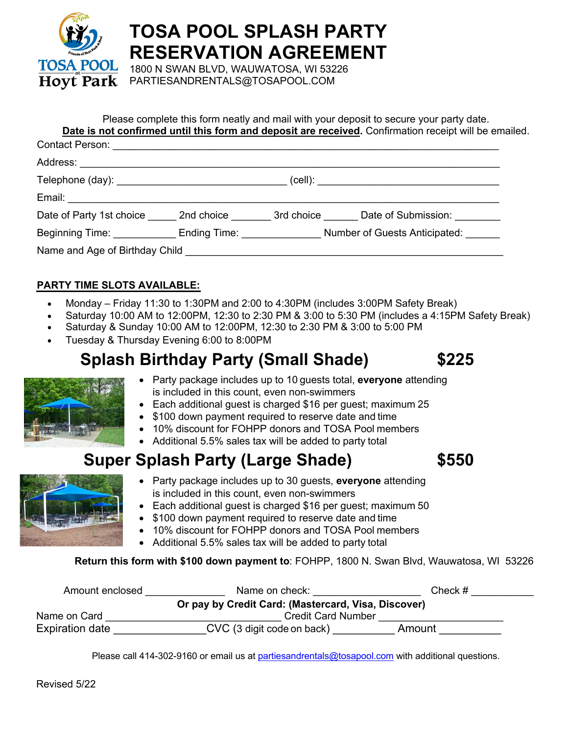# TOSA POOL SPLASH PARTY RESERVATION AGREEMENT

1800 N SWAN BLVD, WAUWATOSA, WI 53226
PARTIESANDRENTALS@TOSAPOOL.COM

Please complete this form neatly and mail with your deposit to secure your party date.
**Date is not confirmed until this form and deposit are received**. Confirmation receipt will be emailed.

Contact Person: ______________________________________________________________________

Address: ___________________________________________________________________________

Telephone (day): _______________________________ (cell): _________________________________

Email: _____________________________________________________________________________

Date of Party 1st choice _____ 2nd choice _______ 3rd choice ______ Date of Submission: ________

Beginning Time: ___________ Ending Time: ______________ Number of Guests Anticipated: ______

Name and Age of Birthday Child ___________________________________________________________

**PARTY TIME SLOTS AVAILABLE:**

- Monday – Friday 11:30 to 1:30PM and 2:00 to 4:30PM (includes 3:00PM Safety Break)
- Saturday 10:00 AM to 12:00PM, 12:30 to 2:30 PM & 3:00 to 5:30 PM (includes a 4:15PM Safety Break)
- Saturday & Sunday 10:00 AM to 12:00PM, 12:30 to 2:30 PM & 3:00 to 5:00 PM
- Tuesday & Thursday Evening 6:00 to 8:00PM

## Splash Birthday Party (Small Shade) $225

- Party package includes up to 10 guests total, **everyone** attending is included in this count, even non-swimmers
- Each additional guest is charged $16 per guest; maximum 25
- $100 down payment required to reserve date and time
- 10% discount for FOHPP donors and TOSA Pool members
- Additional 5.5% sales tax will be added to party total

## Super Splash Party (Large Shade) $550

- Party package includes up to 30 guests, **everyone** attending is included in this count, even non-swimmers
- Each additional guest is charged $16 per guest; maximum 50
- $100 down payment required to reserve date and time
- 10% discount for FOHPP donors and TOSA Pool members
- Additional 5.5% sales tax will be added to party total

**Return this form with $100 down payment to**: FOHPP, 1800 N. Swan Blvd, Wauwatosa, WI 53226

Amount enclosed ______________ Name on check: ___________________ Check # ___________

**Or pay by Credit Card: (Mastercard, Visa, Discover)**

Name on Card _________________________________ Credit Card Number _______________________

Expiration date _______________ CVC (3 digit code on back) __________ Amount __________

Please call 414-302-9160 or email us at partiesandrentals@tosapool.com with additional questions.

Revised 5/22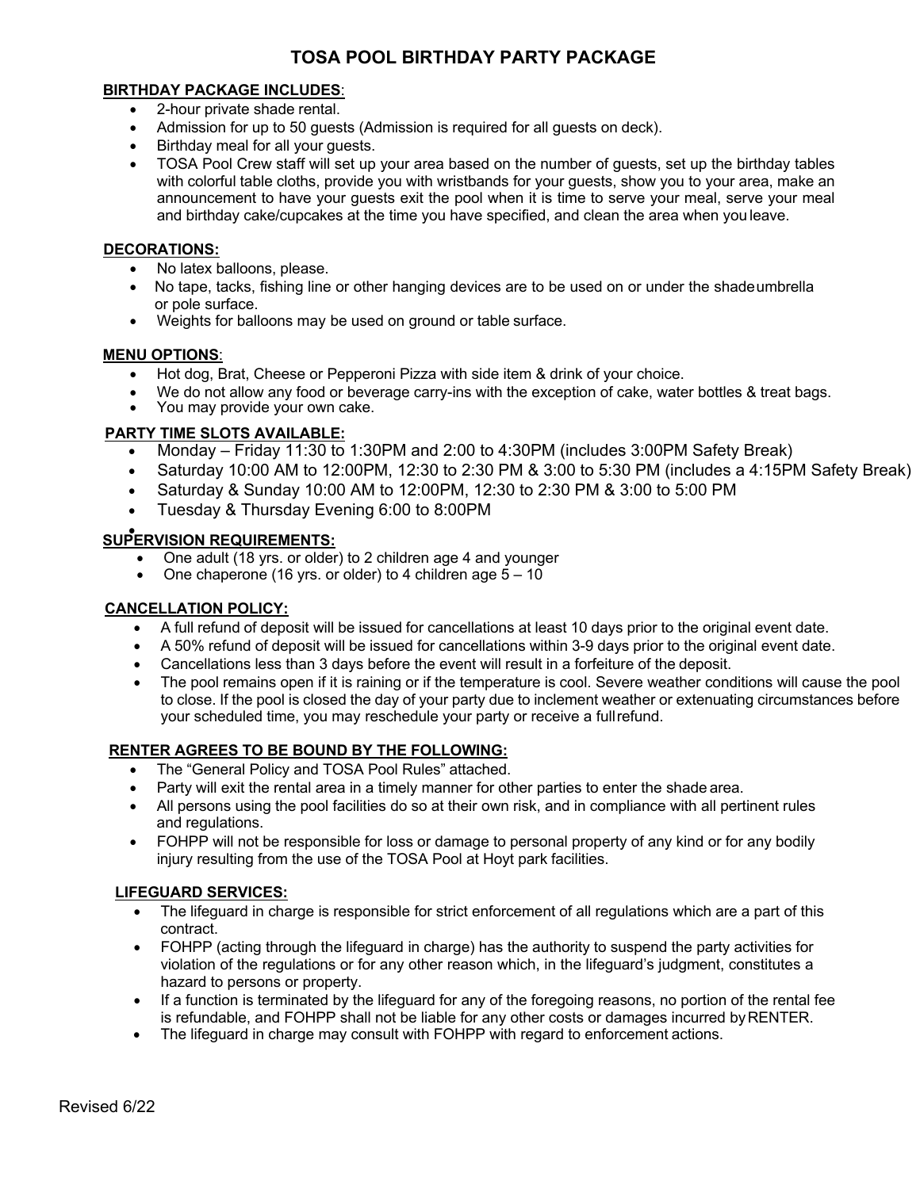# TOSA POOL BIRTHDAY PARTY PACKAGE

**BIRTHDAY PACKAGE INCLUDES**:

- 2-hour private shade rental.
- Admission for up to 50 guests (Admission is required for all guests on deck).
- Birthday meal for all your guests.
- TOSA Pool Crew staff will set up your area based on the number of guests, set up the birthday tables with colorful table cloths, provide you with wristbands for your guests, show you to your area, make an announcement to have your guests exit the pool when it is time to serve your meal, serve your meal and birthday cake/cupcakes at the time you have specified, and clean the area when you leave.

**DECORATIONS:**

- No latex balloons, please.
- No tape, tacks, fishing line or other hanging devices are to be used on or under the shade umbrella or pole surface.
- Weights for balloons may be used on ground or table surface.

**MENU OPTIONS**:

- Hot dog, Brat, Cheese or Pepperoni Pizza with side item & drink of your choice.
- We do not allow any food or beverage carry-ins with the exception of cake, water bottles & treat bags.
- You may provide your own cake.

**PARTY TIME SLOTS AVAILABLE:**

- Monday – Friday 11:30 to 1:30PM and 2:00 to 4:30PM (includes 3:00PM Safety Break)
- Saturday 10:00 AM to 12:00PM, 12:30 to 2:30 PM & 3:00 to 5:30 PM (includes a 4:15PM Safety Break)
- Saturday & Sunday 10:00 AM to 12:00PM, 12:30 to 2:30 PM & 3:00 to 5:00 PM
- Tuesday & Thursday Evening 6:00 to 8:00PM

**SUPERVISION REQUIREMENTS:**

- One adult (18 yrs. or older) to 2 children age 4 and younger
- One chaperone (16 yrs. or older) to 4 children age 5 – 10

**CANCELLATION POLICY:**

- A full refund of deposit will be issued for cancellations at least 10 days prior to the original event date.
- A 50% refund of deposit will be issued for cancellations within 3-9 days prior to the original event date.
- Cancellations less than 3 days before the event will result in a forfeiture of the deposit.
- The pool remains open if it is raining or if the temperature is cool. Severe weather conditions will cause the pool to close. If the pool is closed the day of your party due to inclement weather or extenuating circumstances before your scheduled time, you may reschedule your party or receive a full refund.

**RENTER AGREES TO BE BOUND BY THE FOLLOWING:**

- The "General Policy and TOSA Pool Rules" attached.
- Party will exit the rental area in a timely manner for other parties to enter the shade area.
- All persons using the pool facilities do so at their own risk, and in compliance with all pertinent rules and regulations.
- FOHPP will not be responsible for loss or damage to personal property of any kind or for any bodily injury resulting from the use of the TOSA Pool at Hoyt park facilities.

**LIFEGUARD SERVICES:**

- The lifeguard in charge is responsible for strict enforcement of all regulations which are a part of this contract.
- FOHPP (acting through the lifeguard in charge) has the authority to suspend the party activities for violation of the regulations or for any other reason which, in the lifeguard's judgment, constitutes a hazard to persons or property.
- If a function is terminated by the lifeguard for any of the foregoing reasons, no portion of the rental fee is refundable, and FOHPP shall not be liable for any other costs or damages incurred by RENTER.
- The lifeguard in charge may consult with FOHPP with regard to enforcement actions.

Revised 6/22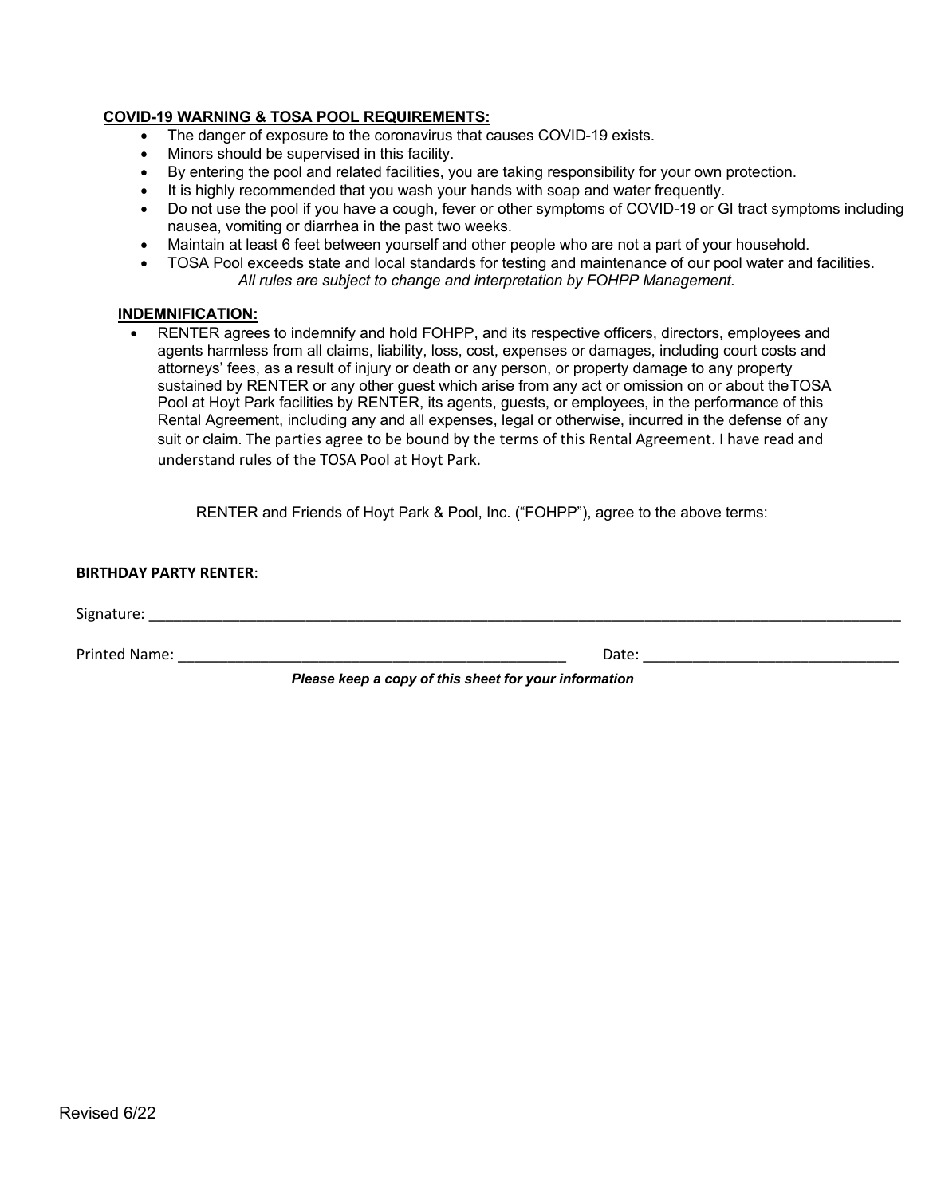**COVID-19 WARNING & TOSA POOL REQUIREMENTS:**

- The danger of exposure to the coronavirus that causes COVID-19 exists.
- Minors should be supervised in this facility.
- By entering the pool and related facilities, you are taking responsibility for your own protection.
- It is highly recommended that you wash your hands with soap and water frequently.
- Do not use the pool if you have a cough, fever or other symptoms of COVID-19 or GI tract symptoms including nausea, vomiting or diarrhea in the past two weeks.
- Maintain at least 6 feet between yourself and other people who are not a part of your household.
- TOSA Pool exceeds state and local standards for testing and maintenance of our pool water and facilities.

*All rules are subject to change and interpretation by FOHPP Management.*

**INDEMNIFICATION:**

- RENTER agrees to indemnify and hold FOHPP, and its respective officers, directors, employees and agents harmless from all claims, liability, loss, cost, expenses or damages, including court costs and attorneys' fees, as a result of injury or death or any person, or property damage to any property sustained by RENTER or any other guest which arise from any act or omission on or about theTOSA Pool at Hoyt Park facilities by RENTER, its agents, guests, or employees, in the performance of this Rental Agreement, including any and all expenses, legal or otherwise, incurred in the defense of any suit or claim. The parties agree to be bound by the terms of this Rental Agreement. I have read and understand rules of the TOSA Pool at Hoyt Park.

RENTER and Friends of Hoyt Park & Pool, Inc. ("FOHPP"), agree to the above terms:

**BIRTHDAY PARTY RENTER**:

Signature: ______________________________________________________________________

Printed Name: ________________________________________ Date: __________________________

***Please keep a copy of this sheet for your information***

Revised 6/22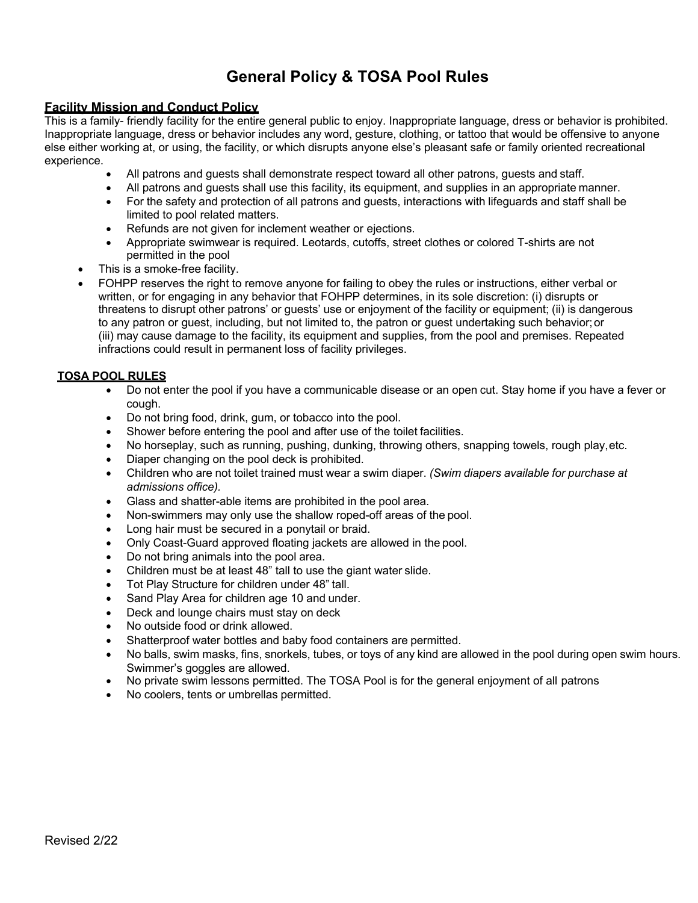# General Policy & TOSA Pool Rules

## Facility Mission and Conduct Policy

This is a family- friendly facility for the entire general public to enjoy. Inappropriate language, dress or behavior is prohibited. Inappropriate language, dress or behavior includes any word, gesture, clothing, or tattoo that would be offensive to anyone else either working at, or using, the facility, or which disrupts anyone else's pleasant safe or family oriented recreational experience.

- All patrons and guests shall demonstrate respect toward all other patrons, guests and staff.
- All patrons and guests shall use this facility, its equipment, and supplies in an appropriate manner.
- For the safety and protection of all patrons and guests, interactions with lifeguards and staff shall be limited to pool related matters.
- Refunds are not given for inclement weather or ejections.
- Appropriate swimwear is required. Leotards, cutoffs, street clothes or colored T-shirts are not permitted in the pool
- This is a smoke-free facility.
- FOHPP reserves the right to remove anyone for failing to obey the rules or instructions, either verbal or written, or for engaging in any behavior that FOHPP determines, in its sole discretion: (i) disrupts or threatens to disrupt other patrons' or guests' use or enjoyment of the facility or equipment; (ii) is dangerous to any patron or guest, including, but not limited to, the patron or guest undertaking such behavior; or (iii) may cause damage to the facility, its equipment and supplies, from the pool and premises. Repeated infractions could result in permanent loss of facility privileges.

## TOSA POOL RULES

- Do not enter the pool if you have a communicable disease or an open cut. Stay home if you have a fever or cough.
- Do not bring food, drink, gum, or tobacco into the pool.
- Shower before entering the pool and after use of the toilet facilities.
- No horseplay, such as running, pushing, dunking, throwing others, snapping towels, rough play, etc.
- Diaper changing on the pool deck is prohibited.
- Children who are not toilet trained must wear a swim diaper. *(Swim diapers available for purchase at admissions office).*
- Glass and shatter-able items are prohibited in the pool area.
- Non-swimmers may only use the shallow roped-off areas of the pool.
- Long hair must be secured in a ponytail or braid.
- Only Coast-Guard approved floating jackets are allowed in the pool.
- Do not bring animals into the pool area.
- Children must be at least 48" tall to use the giant water slide.
- Tot Play Structure for children under 48" tall.
- Sand Play Area for children age 10 and under.
- Deck and lounge chairs must stay on deck
- No outside food or drink allowed.
- Shatterproof water bottles and baby food containers are permitted.
- No balls, swim masks, fins, snorkels, tubes, or toys of any kind are allowed in the pool during open swim hours. Swimmer's goggles are allowed.
- No private swim lessons permitted. The TOSA Pool is for the general enjoyment of all patrons
- No coolers, tents or umbrellas permitted.

Revised 2/22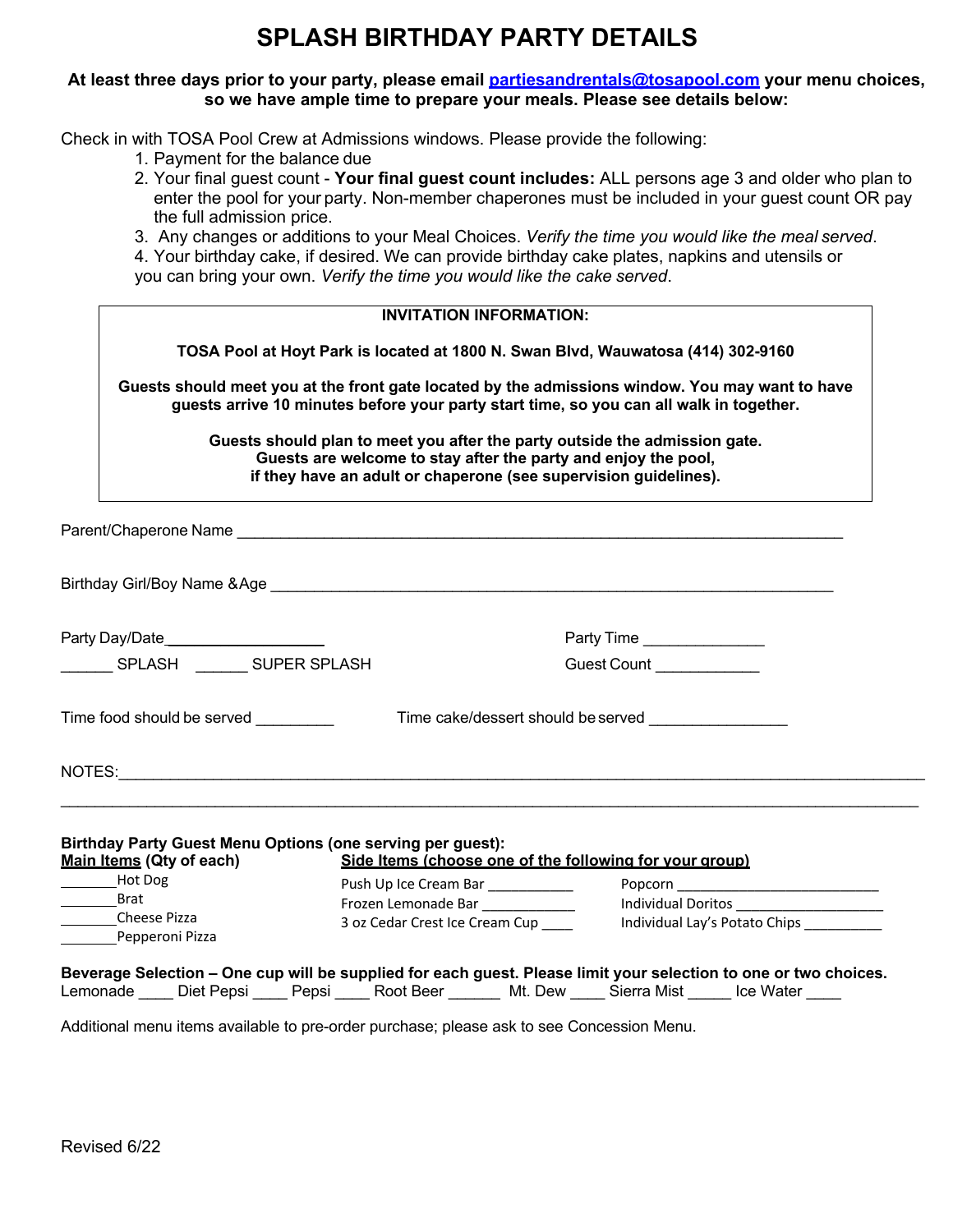# SPLASH BIRTHDAY PARTY DETAILS

**At least three days prior to your party, please email partiesandrentals@tosapool.com your menu choices, so we have ample time to prepare your meals. Please see details below:**

Check in with TOSA Pool Crew at Admissions windows. Please provide the following:

1. Payment for the balance due
2. Your final guest count - **Your final guest count includes:** ALL persons age 3 and older who plan to enter the pool for your party. Non-member chaperones must be included in your guest count OR pay the full admission price.
3. Any changes or additions to your Meal Choices. *Verify the time you would like the meal served*.
4. Your birthday cake, if desired. We can provide birthday cake plates, napkins and utensils or you can bring your own. *Verify the time you would like the cake served*.

---

**INVITATION INFORMATION:**

**TOSA Pool at Hoyt Park is located at 1800 N. Swan Blvd, Wauwatosa (414) 302-9160**

**Guests should meet you at the front gate located by the admissions window. You may want to have guests arrive 10 minutes before your party start time, so you can all walk in together.**

**Guests should plan to meet you after the party outside the admission gate. Guests are welcome to stay after the party and enjoy the pool, if they have an adult or chaperone (see supervision guidelines).**

---

Parent/Chaperone Name ___________________________________________

Birthday Girl/Boy Name &Age ___________________________________________

Party Day/Date ____________________ Party Time ______________

______ SPLASH ______ SUPER SPLASH Guest Count ____________

Time food should be served _________ Time cake/dessert should be served ________________

NOTES:___________________________________________

___________________________________________

**Birthday Party Guest Menu Options (one serving per guest):**

**Main Items (Qty of each)**

_______Hot Dog
_______Brat
_______Cheese Pizza
_______Pepperoni Pizza

**Side Items (choose one of the following for your group)**

Push Up Ice Cream Bar ___________
Frozen Lemonade Bar ___________
3 oz Cedar Crest Ice Cream Cup ____
Popcorn __________________________
Individual Doritos ___________________
Individual Lay's Potato Chips __________

**Beverage Selection – One cup will be supplied for each guest. Please limit your selection to one or two choices.**

Lemonade ____ Diet Pepsi ____ Pepsi ____ Root Beer ______ Mt. Dew ____ Sierra Mist _____ Ice Water ____

Additional menu items available to pre-order purchase; please ask to see Concession Menu.

Revised 6/22